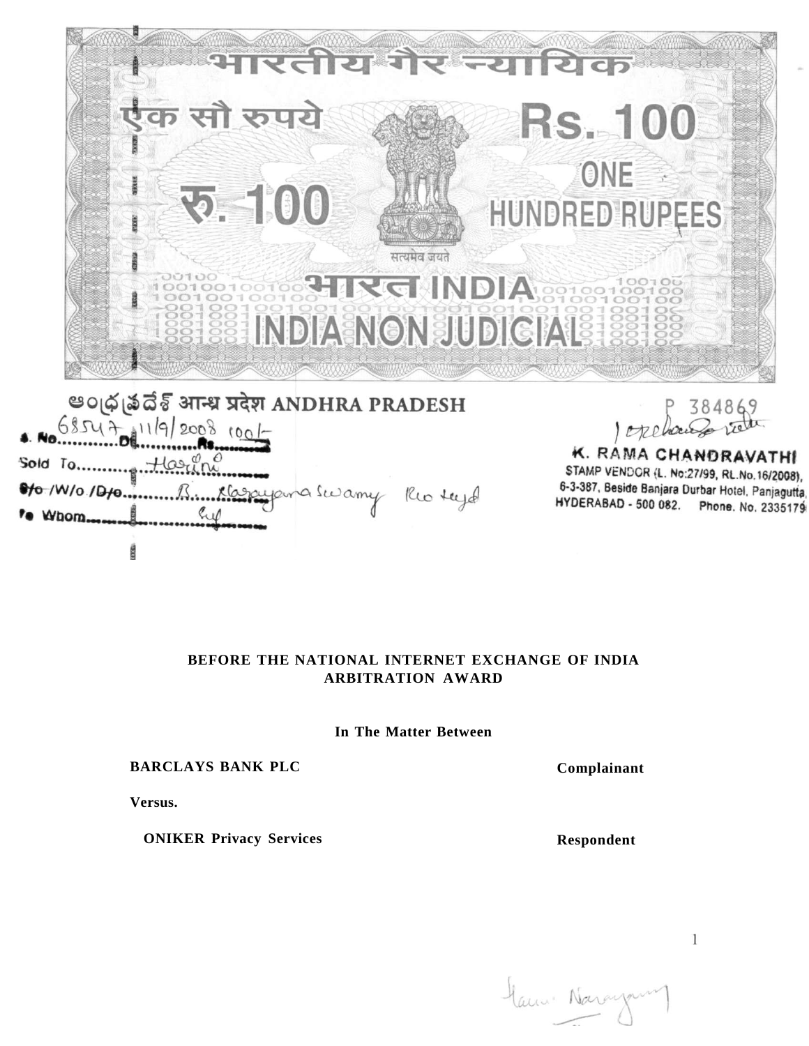भारतीय गैर न्यायिक

एक सौ रुपये

Rs. 100

रु. 100

ONE HUNDRED RUPEES

सत्यमेव जयते

भारत INDIA

INDIA NON JUDICIAL

ఆంధ్ర ప్రదేశ్ आन्ध्र प्रदेश ANDHRA PRADESH

P 384869

S. No. 68547 Dt. 11/9/2008 Rs. 100/-

Sold To. Harini

S/o /W/o /D/o. B. Narayana Swamy R/o Hyd

To Whom. Self

K. RAMA CHANDRAVATHI
STAMP VENDOR (L. No:27/99, RL.No.16/2008),
6-3-387, Beside Banjara Durbar Hotel, Panjagutta,
HYDERABAD - 500 082. Phone. No. 2335179

**BEFORE THE NATIONAL INTERNET EXCHANGE OF INDIA**
**ARBITRATION AWARD**

**In The Matter Between**

**BARCLAYS BANK PLC** — **Complainant**

**Versus.**

**ONIKER Privacy Services** — **Respondent**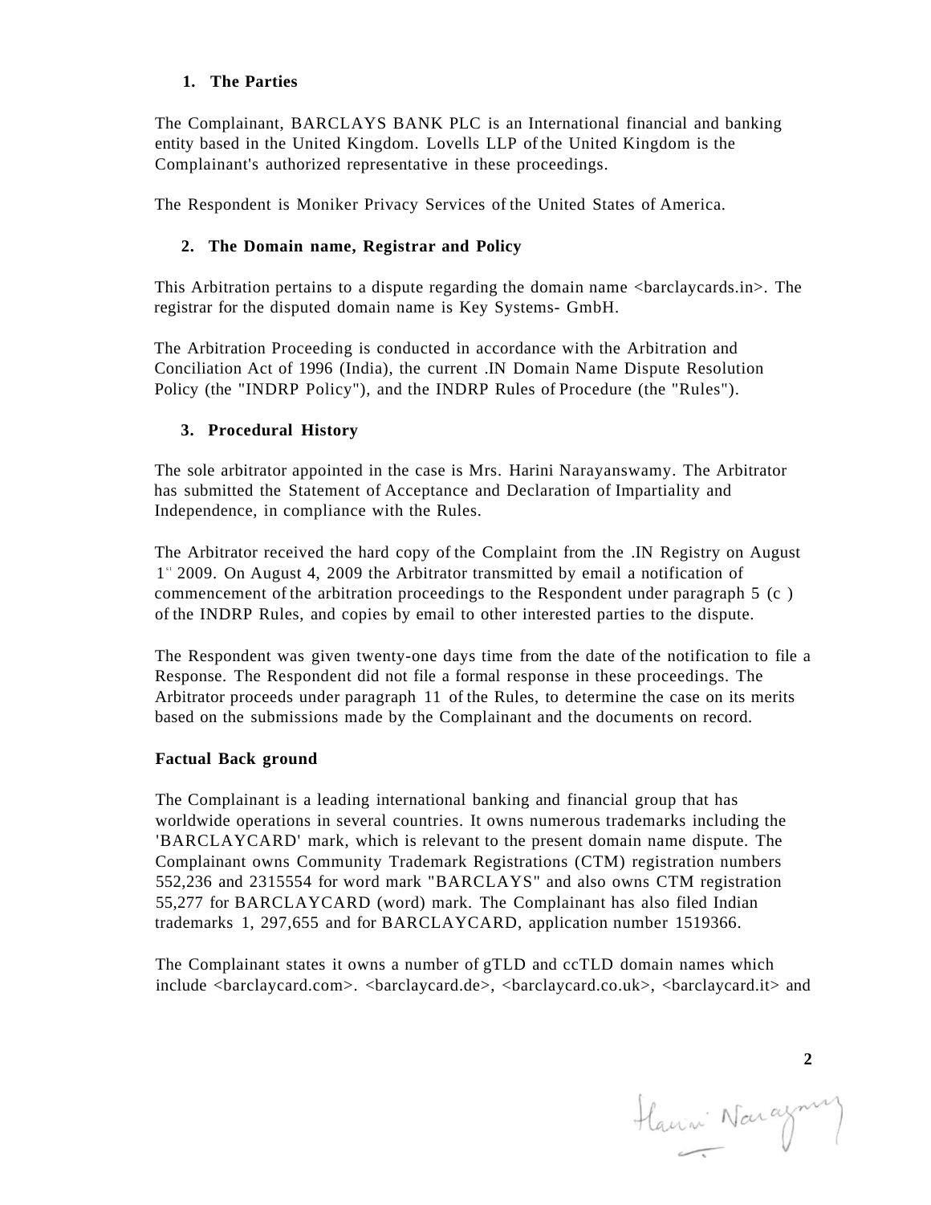## 1. The Parties

The Complainant, BARCLAYS BANK PLC is an International financial and banking entity based in the United Kingdom. Lovells LLP of the United Kingdom is the Complainant's authorized representative in these proceedings.

The Respondent is Moniker Privacy Services of the United States of America.

## 2. The Domain name, Registrar and Policy

This Arbitration pertains to a dispute regarding the domain name <barclaycards.in>. The registrar for the disputed domain name is Key Systems- GmbH.

The Arbitration Proceeding is conducted in accordance with the Arbitration and Conciliation Act of 1996 (India), the current .IN Domain Name Dispute Resolution Policy (the "INDRP Policy"), and the INDRP Rules of Procedure (the "Rules").

## 3. Procedural History

The sole arbitrator appointed in the case is Mrs. Harini Narayanswamy. The Arbitrator has submitted the Statement of Acceptance and Declaration of Impartiality and Independence, in compliance with the Rules.

The Arbitrator received the hard copy of the Complaint from the .IN Registry on August 1st 2009. On August 4, 2009 the Arbitrator transmitted by email a notification of commencement of the arbitration proceedings to the Respondent under paragraph 5 (c ) of the INDRP Rules, and copies by email to other interested parties to the dispute.

The Respondent was given twenty-one days time from the date of the notification to file a Response. The Respondent did not file a formal response in these proceedings. The Arbitrator proceeds under paragraph 11 of the Rules, to determine the case on its merits based on the submissions made by the Complainant and the documents on record.

## Factual Back ground

The Complainant is a leading international banking and financial group that has worldwide operations in several countries. It owns numerous trademarks including the 'BARCLAYCARD' mark, which is relevant to the present domain name dispute. The Complainant owns Community Trademark Registrations (CTM) registration numbers 552,236 and 2315554 for word mark "BARCLAYS" and also owns CTM registration 55,277 for BARCLAYCARD (word) mark. The Complainant has also filed Indian trademarks 1, 297,655 and for BARCLAYCARD, application number 1519366.

The Complainant states it owns a number of gTLD and ccTLD domain names which include <barclaycard.com>. <barclaycard.de>, <barclaycard.co.uk>, <barclaycard.it> and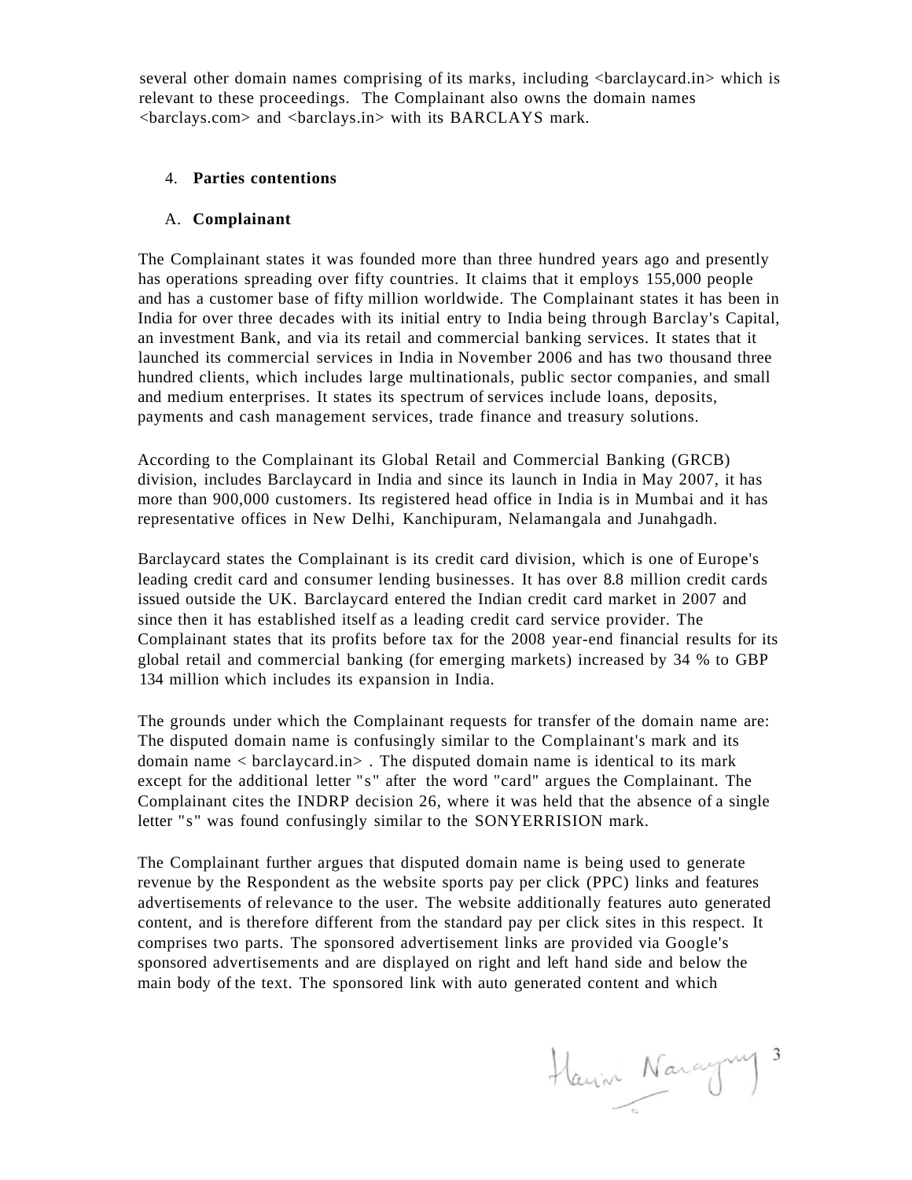several other domain names comprising of its marks, including <barclaycard.in> which is relevant to these proceedings. The Complainant also owns the domain names <barclays.com> and <barclays.in> with its BARCLAYS mark.

4. **Parties contentions**

A. **Complainant**

The Complainant states it was founded more than three hundred years ago and presently has operations spreading over fifty countries. It claims that it employs 155,000 people and has a customer base of fifty million worldwide. The Complainant states it has been in India for over three decades with its initial entry to India being through Barclay's Capital, an investment Bank, and via its retail and commercial banking services. It states that it launched its commercial services in India in November 2006 and has two thousand three hundred clients, which includes large multinationals, public sector companies, and small and medium enterprises. It states its spectrum of services include loans, deposits, payments and cash management services, trade finance and treasury solutions.

According to the Complainant its Global Retail and Commercial Banking (GRCB) division, includes Barclaycard in India and since its launch in India in May 2007, it has more than 900,000 customers. Its registered head office in India is in Mumbai and it has representative offices in New Delhi, Kanchipuram, Nelamangala and Junahgadh.

Barclaycard states the Complainant is its credit card division, which is one of Europe's leading credit card and consumer lending businesses. It has over 8.8 million credit cards issued outside the UK. Barclaycard entered the Indian credit card market in 2007 and since then it has established itself as a leading credit card service provider. The Complainant states that its profits before tax for the 2008 year-end financial results for its global retail and commercial banking (for emerging markets) increased by 34 % to GBP 134 million which includes its expansion in India.

The grounds under which the Complainant requests for transfer of the domain name are: The disputed domain name is confusingly similar to the Complainant's mark and its domain name < barclaycard.in> . The disputed domain name is identical to its mark except for the additional letter "s" after the word "card" argues the Complainant. The Complainant cites the INDRP decision 26, where it was held that the absence of a single letter "s" was found confusingly similar to the SONYERRISION mark.

The Complainant further argues that disputed domain name is being used to generate revenue by the Respondent as the website sports pay per click (PPC) links and features advertisements of relevance to the user. The website additionally features auto generated content, and is therefore different from the standard pay per click sites in this respect. It comprises two parts. The sponsored advertisement links are provided via Google's sponsored advertisements and are displayed on right and left hand side and below the main body of the text. The sponsored link with auto generated content and which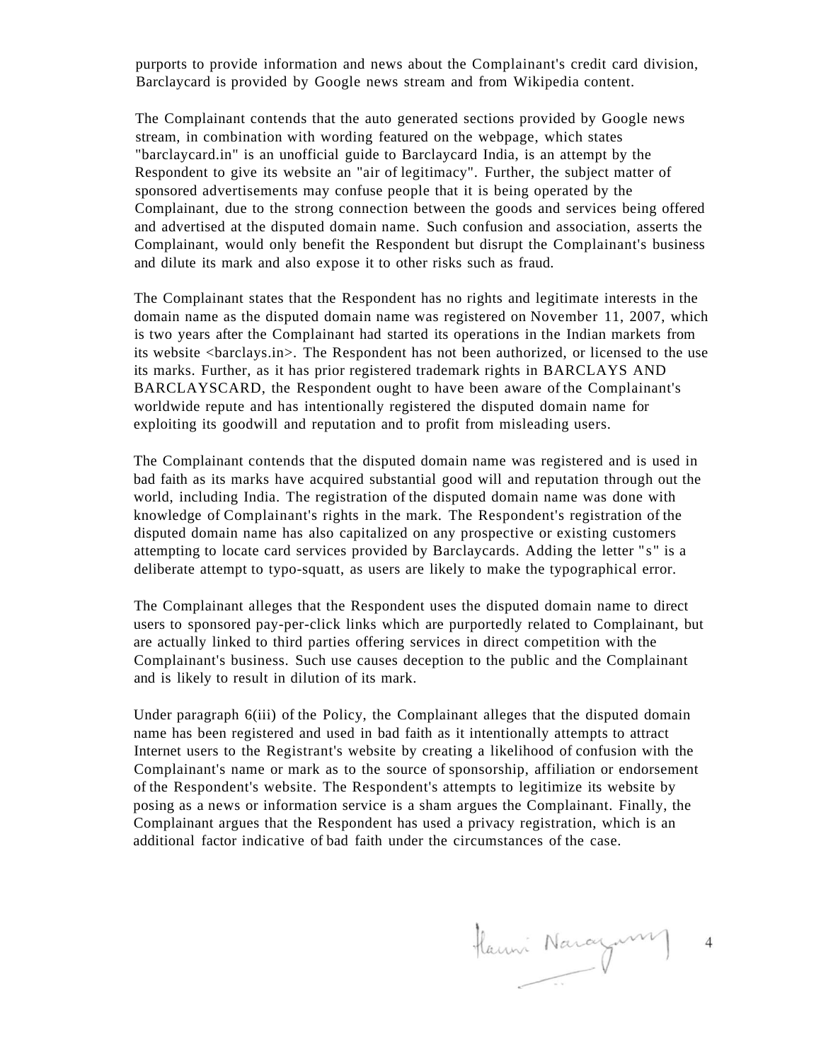purports to provide information and news about the Complainant's credit card division, Barclaycard is provided by Google news stream and from Wikipedia content.

The Complainant contends that the auto generated sections provided by Google news stream, in combination with wording featured on the webpage, which states "barclaycard.in" is an unofficial guide to Barclaycard India, is an attempt by the Respondent to give its website an "air of legitimacy". Further, the subject matter of sponsored advertisements may confuse people that it is being operated by the Complainant, due to the strong connection between the goods and services being offered and advertised at the disputed domain name. Such confusion and association, asserts the Complainant, would only benefit the Respondent but disrupt the Complainant's business and dilute its mark and also expose it to other risks such as fraud.

The Complainant states that the Respondent has no rights and legitimate interests in the domain name as the disputed domain name was registered on November 11, 2007, which is two years after the Complainant had started its operations in the Indian markets from its website <barclays.in>. The Respondent has not been authorized, or licensed to the use its marks. Further, as it has prior registered trademark rights in BARCLAYS AND BARCLAYSCARD, the Respondent ought to have been aware of the Complainant's worldwide repute and has intentionally registered the disputed domain name for exploiting its goodwill and reputation and to profit from misleading users.

The Complainant contends that the disputed domain name was registered and is used in bad faith as its marks have acquired substantial good will and reputation through out the world, including India. The registration of the disputed domain name was done with knowledge of Complainant's rights in the mark. The Respondent's registration of the disputed domain name has also capitalized on any prospective or existing customers attempting to locate card services provided by Barclaycards. Adding the letter "s" is a deliberate attempt to typo-squatt, as users are likely to make the typographical error.

The Complainant alleges that the Respondent uses the disputed domain name to direct users to sponsored pay-per-click links which are purportedly related to Complainant, but are actually linked to third parties offering services in direct competition with the Complainant's business. Such use causes deception to the public and the Complainant and is likely to result in dilution of its mark.

Under paragraph 6(iii) of the Policy, the Complainant alleges that the disputed domain name has been registered and used in bad faith as it intentionally attempts to attract Internet users to the Registrant's website by creating a likelihood of confusion with the Complainant's name or mark as to the source of sponsorship, affiliation or endorsement of the Respondent's website. The Respondent's attempts to legitimize its website by posing as a news or information service is a sham argues the Complainant. Finally, the Complainant argues that the Respondent has used a privacy registration, which is an additional factor indicative of bad faith under the circumstances of the case.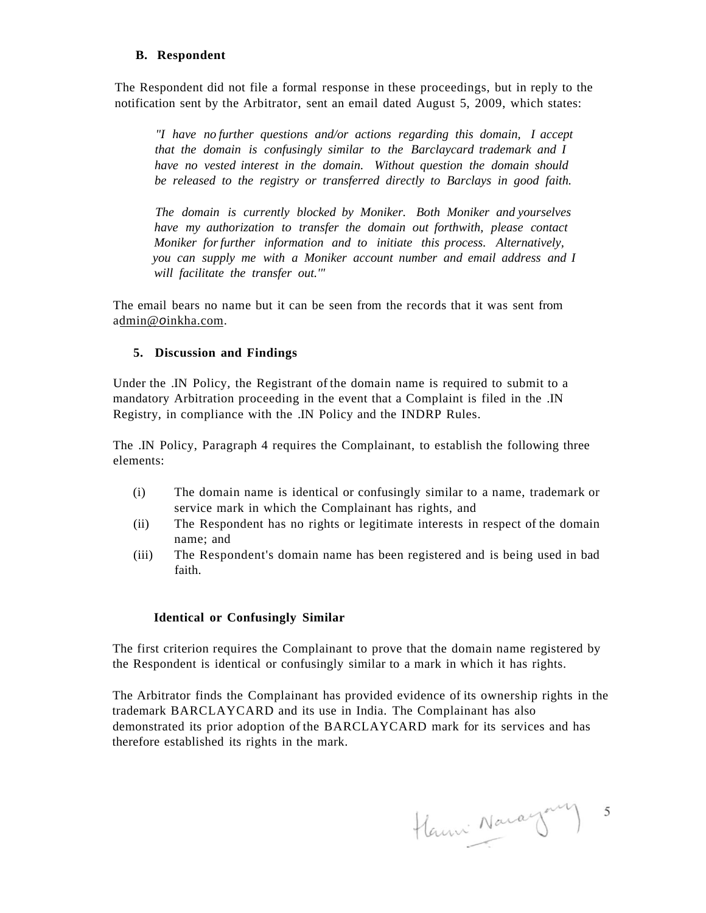**B. Respondent**

The Respondent did not file a formal response in these proceedings, but in reply to the notification sent by the Arbitrator, sent an email dated August 5, 2009, which states:

> *"I have no further questions and/or actions regarding this domain, I accept that the domain is confusingly similar to the Barclaycard trademark and I have no vested interest in the domain. Without question the domain should be released to the registry or transferred directly to Barclays in good faith.*
>
> *The domain is currently blocked by Moniker. Both Moniker and yourselves have my authorization to transfer the domain out forthwith, please contact Moniker for further information and to initiate this process. Alternatively, you can supply me with a Moniker account number and email address and I will facilitate the transfer out.'"*

The email bears no name but it can be seen from the records that it was sent from admin@oinkha.com.

**5. Discussion and Findings**

Under the .IN Policy, the Registrant of the domain name is required to submit to a mandatory Arbitration proceeding in the event that a Complaint is filed in the .IN Registry, in compliance with the .IN Policy and the INDRP Rules.

The .IN Policy, Paragraph 4 requires the Complainant, to establish the following three elements:

(i) The domain name is identical or confusingly similar to a name, trademark or service mark in which the Complainant has rights, and

(ii) The Respondent has no rights or legitimate interests in respect of the domain name; and

(iii) The Respondent's domain name has been registered and is being used in bad faith.

**Identical or Confusingly Similar**

The first criterion requires the Complainant to prove that the domain name registered by the Respondent is identical or confusingly similar to a mark in which it has rights.

The Arbitrator finds the Complainant has provided evidence of its ownership rights in the trademark BARCLAYCARD and its use in India. The Complainant has also demonstrated its prior adoption of the BARCLAYCARD mark for its services and has therefore established its rights in the mark.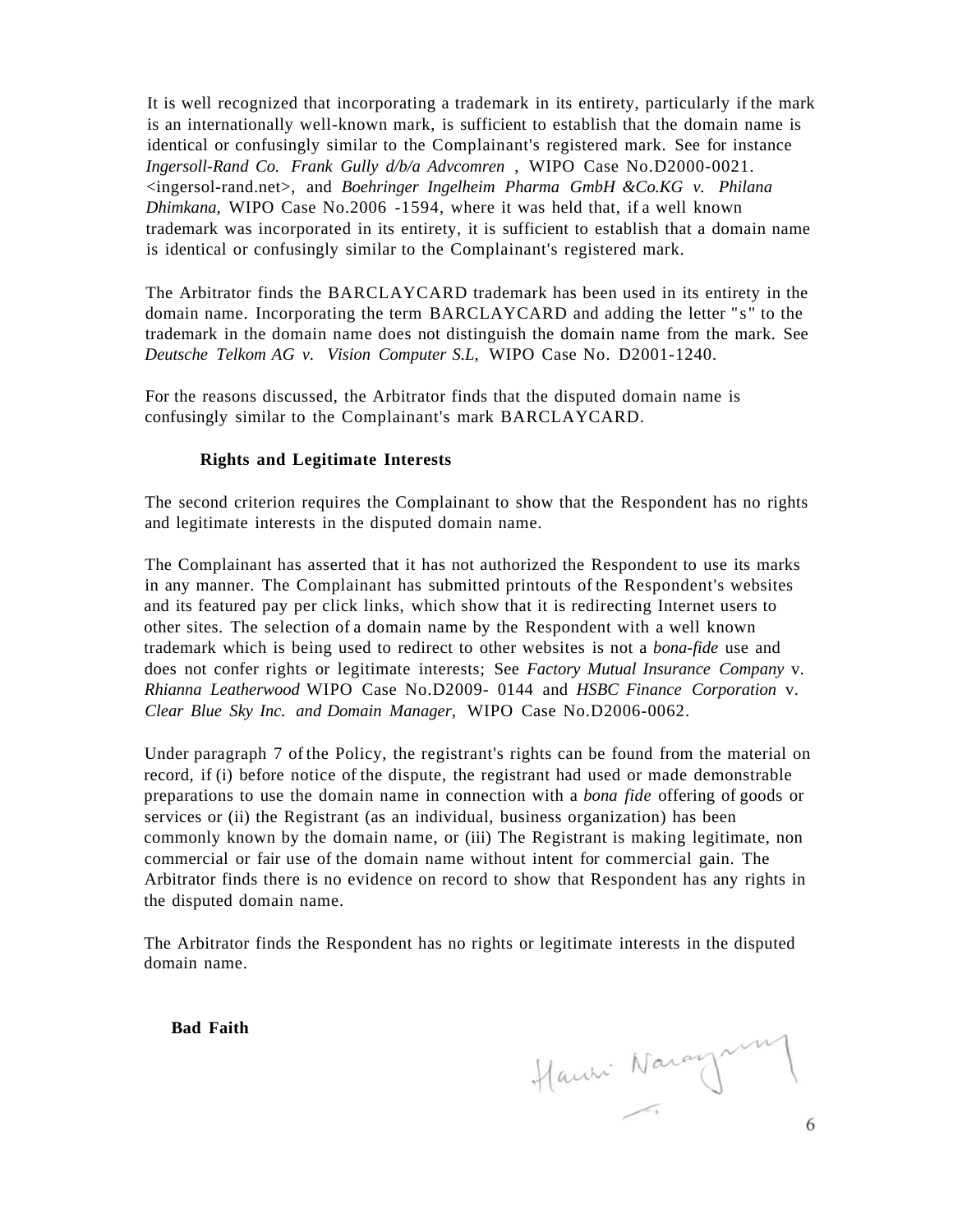It is well recognized that incorporating a trademark in its entirety, particularly if the mark is an internationally well-known mark, is sufficient to establish that the domain name is identical or confusingly similar to the Complainant's registered mark. See for instance *Ingersoll-Rand Co. Frank Gully d/b/a Advcomren* , WIPO Case No.D2000-0021. <ingersol-rand.net>, and *Boehringer Ingelheim Pharma GmbH &Co.KG v. Philana Dhimkana,* WIPO Case No.2006 -1594, where it was held that, if a well known trademark was incorporated in its entirety, it is sufficient to establish that a domain name is identical or confusingly similar to the Complainant's registered mark.

The Arbitrator finds the BARCLAYCARD trademark has been used in its entirety in the domain name. Incorporating the term BARCLAYCARD and adding the letter "s" to the trademark in the domain name does not distinguish the domain name from the mark. See *Deutsche Telkom AG v. Vision Computer S.L,* WIPO Case No. D2001-1240.

For the reasons discussed, the Arbitrator finds that the disputed domain name is confusingly similar to the Complainant's mark BARCLAYCARD.

**Rights and Legitimate Interests**

The second criterion requires the Complainant to show that the Respondent has no rights and legitimate interests in the disputed domain name.

The Complainant has asserted that it has not authorized the Respondent to use its marks in any manner. The Complainant has submitted printouts of the Respondent's websites and its featured pay per click links, which show that it is redirecting Internet users to other sites. The selection of a domain name by the Respondent with a well known trademark which is being used to redirect to other websites is not a *bona-fide* use and does not confer rights or legitimate interests; See *Factory Mutual Insurance Company* v. *Rhianna Leatherwood* WIPO Case No.D2009- 0144 and *HSBC Finance Corporation* v. *Clear Blue Sky Inc. and Domain Manager,* WIPO Case No.D2006-0062.

Under paragraph 7 of the Policy, the registrant's rights can be found from the material on record, if (i) before notice of the dispute, the registrant had used or made demonstrable preparations to use the domain name in connection with a *bona fide* offering of goods or services or (ii) the Registrant (as an individual, business organization) has been commonly known by the domain name, or (iii) The Registrant is making legitimate, non commercial or fair use of the domain name without intent for commercial gain. The Arbitrator finds there is no evidence on record to show that Respondent has any rights in the disputed domain name.

The Arbitrator finds the Respondent has no rights or legitimate interests in the disputed domain name.

**Bad Faith**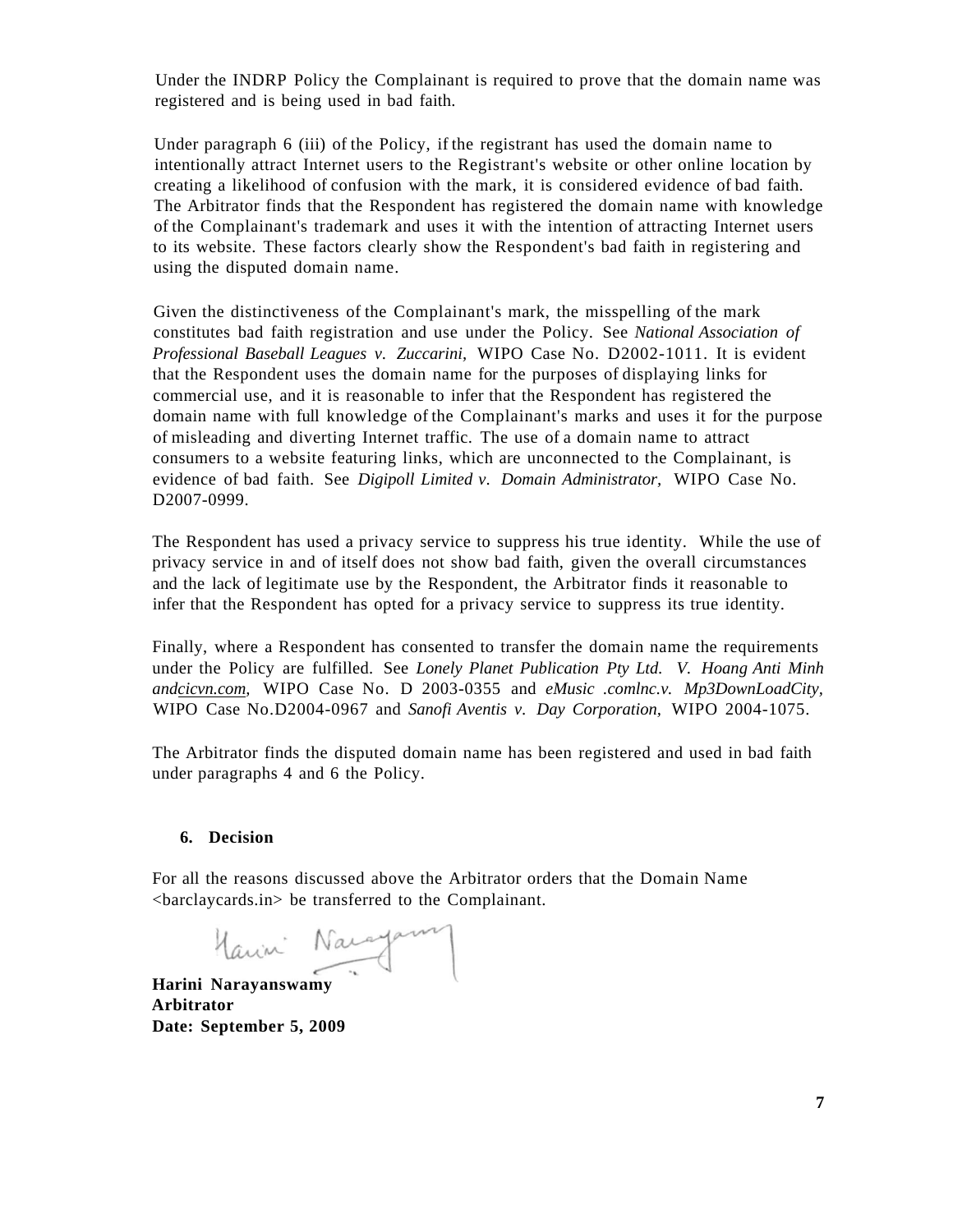Under the INDRP Policy the Complainant is required to prove that the domain name was registered and is being used in bad faith.

Under paragraph 6 (iii) of the Policy, if the registrant has used the domain name to intentionally attract Internet users to the Registrant's website or other online location by creating a likelihood of confusion with the mark, it is considered evidence of bad faith. The Arbitrator finds that the Respondent has registered the domain name with knowledge of the Complainant's trademark and uses it with the intention of attracting Internet users to its website. These factors clearly show the Respondent's bad faith in registering and using the disputed domain name.

Given the distinctiveness of the Complainant's mark, the misspelling of the mark constitutes bad faith registration and use under the Policy. See *National Association of Professional Baseball Leagues v. Zuccarini,* WIPO Case No. D2002-1011. It is evident that the Respondent uses the domain name for the purposes of displaying links for commercial use, and it is reasonable to infer that the Respondent has registered the domain name with full knowledge of the Complainant's marks and uses it for the purpose of misleading and diverting Internet traffic. The use of a domain name to attract consumers to a website featuring links, which are unconnected to the Complainant, is evidence of bad faith. See *Digipoll Limited v. Domain Administrator,* WIPO Case No. D2007-0999.

The Respondent has used a privacy service to suppress his true identity. While the use of privacy service in and of itself does not show bad faith, given the overall circumstances and the lack of legitimate use by the Respondent, the Arbitrator finds it reasonable to infer that the Respondent has opted for a privacy service to suppress its true identity.

Finally, where a Respondent has consented to transfer the domain name the requirements under the Policy are fulfilled. See *Lonely Planet Publication Pty Ltd. V. Hoang Anti Minh andcicvn.com,* WIPO Case No. D 2003-0355 and *eMusic .comlnc.v. Mp3DownLoadCity,* WIPO Case No.D2004-0967 and *Sanofi Aventis v. Day Corporation,* WIPO 2004-1075.

The Arbitrator finds the disputed domain name has been registered and used in bad faith under paragraphs 4 and 6 the Policy.

**6. Decision**

For all the reasons discussed above the Arbitrator orders that the Domain Name <barclaycards.in> be transferred to the Complainant.

**Harini Narayanswamy**
**Arbitrator**
**Date: September 5, 2009**